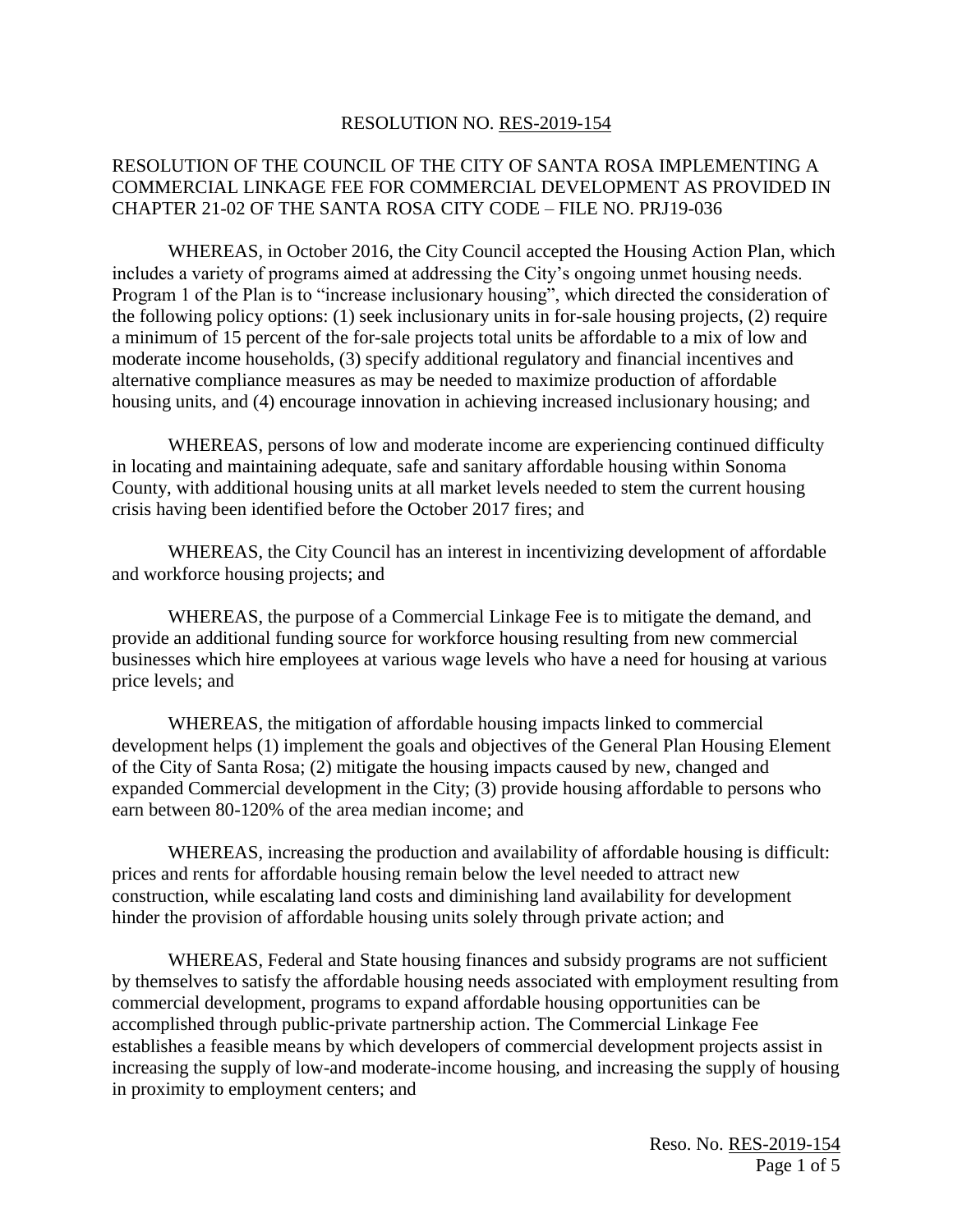RESOLUTION NO. RES-2019-154

RESOLUTION OF THE COUNCIL OF THE CITY OF SANTA ROSA IMPLEMENTING A COMMERCIAL LINKAGE FEE FOR COMMERCIAL DEVELOPMENT AS PROVIDED IN CHAPTER 21-02 OF THE SANTA ROSA CITY CODE – FILE NO. PRJ19-036

WHEREAS, in October 2016, the City Council accepted the Housing Action Plan, which includes a variety of programs aimed at addressing the City's ongoing unmet housing needs. Program 1 of the Plan is to "increase inclusionary housing", which directed the consideration of the following policy options: (1) seek inclusionary units in for-sale housing projects, (2) require a minimum of 15 percent of the for-sale projects total units be affordable to a mix of low and moderate income households, (3) specify additional regulatory and financial incentives and alternative compliance measures as may be needed to maximize production of affordable housing units, and (4) encourage innovation in achieving increased inclusionary housing; and

WHEREAS, persons of low and moderate income are experiencing continued difficulty in locating and maintaining adequate, safe and sanitary affordable housing within Sonoma County, with additional housing units at all market levels needed to stem the current housing crisis having been identified before the October 2017 fires; and

WHEREAS, the City Council has an interest in incentivizing development of affordable and workforce housing projects; and

WHEREAS, the purpose of a Commercial Linkage Fee is to mitigate the demand, and provide an additional funding source for workforce housing resulting from new commercial businesses which hire employees at various wage levels who have a need for housing at various price levels; and

WHEREAS, the mitigation of affordable housing impacts linked to commercial development helps (1) implement the goals and objectives of the General Plan Housing Element of the City of Santa Rosa; (2) mitigate the housing impacts caused by new, changed and expanded Commercial development in the City; (3) provide housing affordable to persons who earn between 80-120% of the area median income; and

WHEREAS, increasing the production and availability of affordable housing is difficult: prices and rents for affordable housing remain below the level needed to attract new construction, while escalating land costs and diminishing land availability for development hinder the provision of affordable housing units solely through private action; and

WHEREAS, Federal and State housing finances and subsidy programs are not sufficient by themselves to satisfy the affordable housing needs associated with employment resulting from commercial development, programs to expand affordable housing opportunities can be accomplished through public-private partnership action. The Commercial Linkage Fee establishes a feasible means by which developers of commercial development projects assist in increasing the supply of low-and moderate-income housing, and increasing the supply of housing in proximity to employment centers; and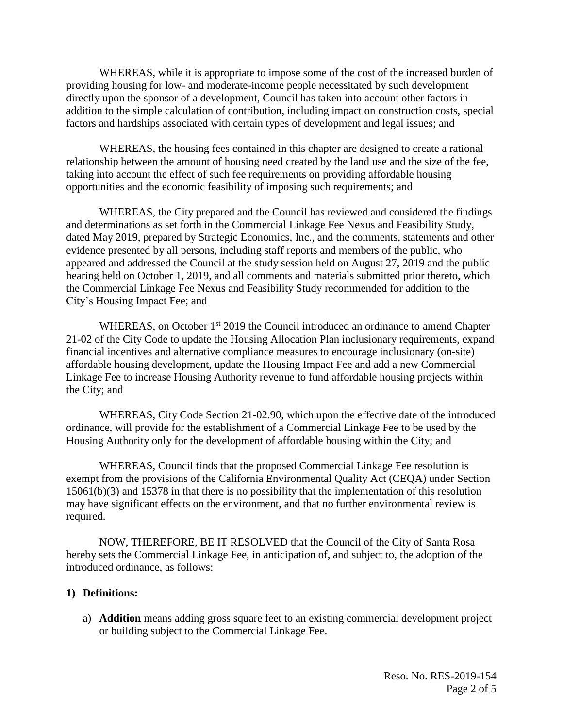WHEREAS, while it is appropriate to impose some of the cost of the increased burden of providing housing for low- and moderate-income people necessitated by such development directly upon the sponsor of a development, Council has taken into account other factors in addition to the simple calculation of contribution, including impact on construction costs, special factors and hardships associated with certain types of development and legal issues; and

WHEREAS, the housing fees contained in this chapter are designed to create a rational relationship between the amount of housing need created by the land use and the size of the fee, taking into account the effect of such fee requirements on providing affordable housing opportunities and the economic feasibility of imposing such requirements; and

WHEREAS, the City prepared and the Council has reviewed and considered the findings and determinations as set forth in the Commercial Linkage Fee Nexus and Feasibility Study, dated May 2019, prepared by Strategic Economics, Inc., and the comments, statements and other evidence presented by all persons, including staff reports and members of the public, who appeared and addressed the Council at the study session held on August 27, 2019 and the public hearing held on October 1, 2019, and all comments and materials submitted prior thereto, which the Commercial Linkage Fee Nexus and Feasibility Study recommended for addition to the City's Housing Impact Fee; and

WHEREAS, on October 1st 2019 the Council introduced an ordinance to amend Chapter 21-02 of the City Code to update the Housing Allocation Plan inclusionary requirements, expand financial incentives and alternative compliance measures to encourage inclusionary (on-site) affordable housing development, update the Housing Impact Fee and add a new Commercial Linkage Fee to increase Housing Authority revenue to fund affordable housing projects within the City; and

WHEREAS, City Code Section 21-02.90, which upon the effective date of the introduced ordinance, will provide for the establishment of a Commercial Linkage Fee to be used by the Housing Authority only for the development of affordable housing within the City; and

WHEREAS, Council finds that the proposed Commercial Linkage Fee resolution is exempt from the provisions of the California Environmental Quality Act (CEQA) under Section 15061(b)(3) and 15378 in that there is no possibility that the implementation of this resolution may have significant effects on the environment, and that no further environmental review is required.

NOW, THEREFORE, BE IT RESOLVED that the Council of the City of Santa Rosa hereby sets the Commercial Linkage Fee, in anticipation of, and subject to, the adoption of the introduced ordinance, as follows:

**1) Definitions:**

a) **Addition** means adding gross square feet to an existing commercial development project or building subject to the Commercial Linkage Fee.

Reso. No. RES-2019-154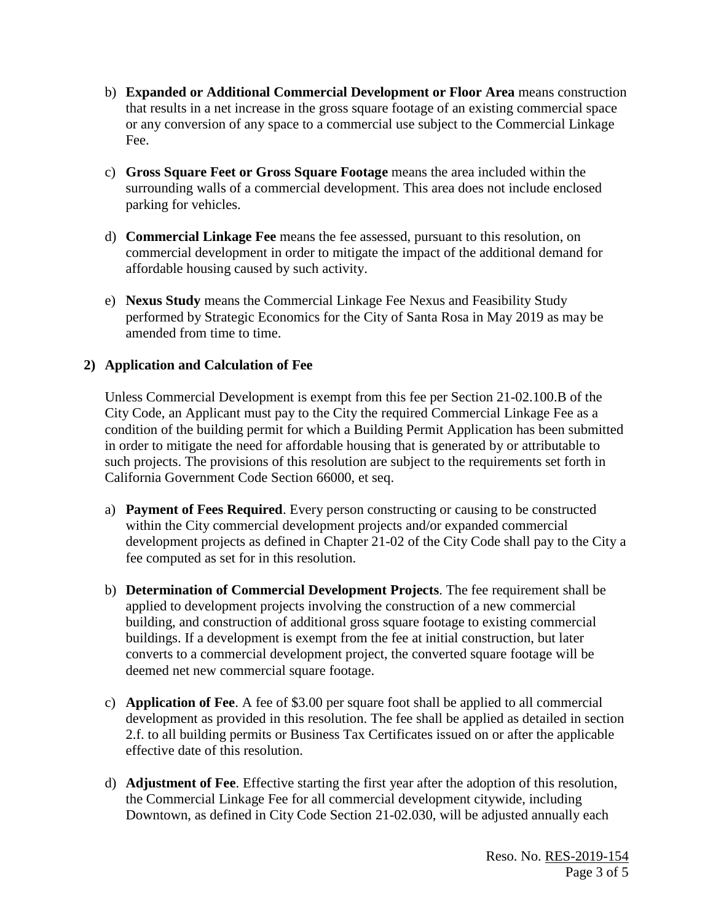b) **Expanded or Additional Commercial Development or Floor Area** means construction that results in a net increase in the gross square footage of an existing commercial space or any conversion of any space to a commercial use subject to the Commercial Linkage Fee.

c) **Gross Square Feet or Gross Square Footage** means the area included within the surrounding walls of a commercial development. This area does not include enclosed parking for vehicles.

d) **Commercial Linkage Fee** means the fee assessed, pursuant to this resolution, on commercial development in order to mitigate the impact of the additional demand for affordable housing caused by such activity.

e) **Nexus Study** means the Commercial Linkage Fee Nexus and Feasibility Study performed by Strategic Economics for the City of Santa Rosa in May 2019 as may be amended from time to time.

**2) Application and Calculation of Fee**

Unless Commercial Development is exempt from this fee per Section 21-02.100.B of the City Code, an Applicant must pay to the City the required Commercial Linkage Fee as a condition of the building permit for which a Building Permit Application has been submitted in order to mitigate the need for affordable housing that is generated by or attributable to such projects. The provisions of this resolution are subject to the requirements set forth in California Government Code Section 66000, et seq.

a) **Payment of Fees Required**. Every person constructing or causing to be constructed within the City commercial development projects and/or expanded commercial development projects as defined in Chapter 21-02 of the City Code shall pay to the City a fee computed as set for in this resolution.

b) **Determination of Commercial Development Projects**. The fee requirement shall be applied to development projects involving the construction of a new commercial building, and construction of additional gross square footage to existing commercial buildings. If a development is exempt from the fee at initial construction, but later converts to a commercial development project, the converted square footage will be deemed net new commercial square footage.

c) **Application of Fee**. A fee of $3.00 per square foot shall be applied to all commercial development as provided in this resolution. The fee shall be applied as detailed in section 2.f. to all building permits or Business Tax Certificates issued on or after the applicable effective date of this resolution.

d) **Adjustment of Fee**. Effective starting the first year after the adoption of this resolution, the Commercial Linkage Fee for all commercial development citywide, including Downtown, as defined in City Code Section 21-02.030, will be adjusted annually each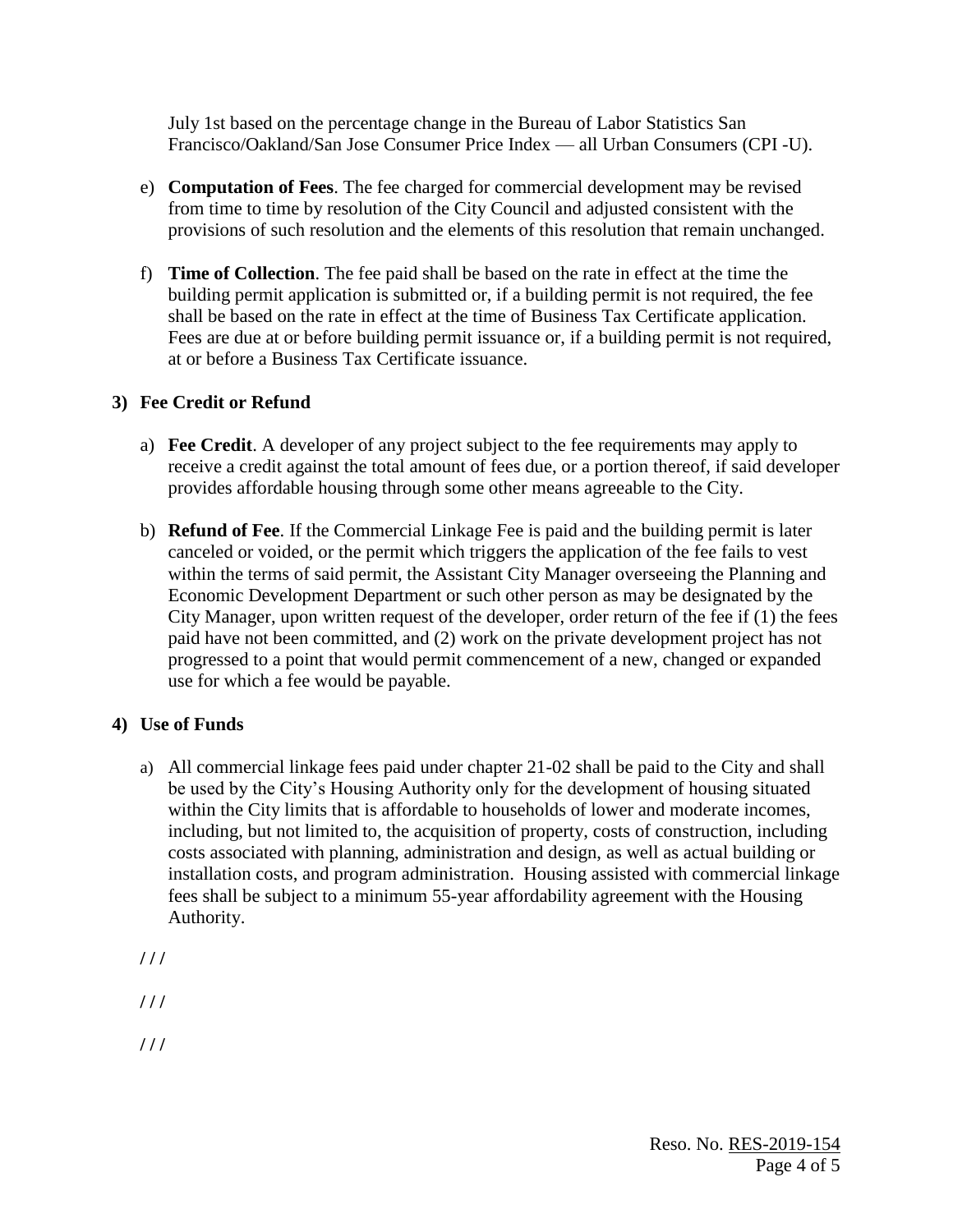July 1st based on the percentage change in the Bureau of Labor Statistics San Francisco/Oakland/San Jose Consumer Price Index — all Urban Consumers (CPI -U).

e) **Computation of Fees**. The fee charged for commercial development may be revised from time to time by resolution of the City Council and adjusted consistent with the provisions of such resolution and the elements of this resolution that remain unchanged.

f) **Time of Collection**. The fee paid shall be based on the rate in effect at the time the building permit application is submitted or, if a building permit is not required, the fee shall be based on the rate in effect at the time of Business Tax Certificate application. Fees are due at or before building permit issuance or, if a building permit is not required, at or before a Business Tax Certificate issuance.

**3) Fee Credit or Refund**

a) **Fee Credit**. A developer of any project subject to the fee requirements may apply to receive a credit against the total amount of fees due, or a portion thereof, if said developer provides affordable housing through some other means agreeable to the City.

b) **Refund of Fee**. If the Commercial Linkage Fee is paid and the building permit is later canceled or voided, or the permit which triggers the application of the fee fails to vest within the terms of said permit, the Assistant City Manager overseeing the Planning and Economic Development Department or such other person as may be designated by the City Manager, upon written request of the developer, order return of the fee if (1) the fees paid have not been committed, and (2) work on the private development project has not progressed to a point that would permit commencement of a new, changed or expanded use for which a fee would be payable.

**4) Use of Funds**

a) All commercial linkage fees paid under chapter 21-02 shall be paid to the City and shall be used by the City's Housing Authority only for the development of housing situated within the City limits that is affordable to households of lower and moderate incomes, including, but not limited to, the acquisition of property, costs of construction, including costs associated with planning, administration and design, as well as actual building or installation costs, and program administration. Housing assisted with commercial linkage fees shall be subject to a minimum 55-year affordability agreement with the Housing Authority.

/ / /

/ / /

/ / /

Reso. No. RES-2019-154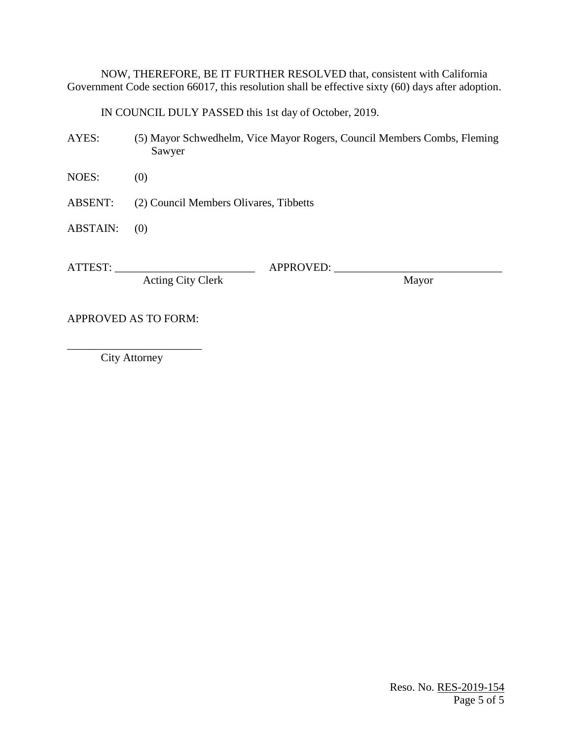NOW, THEREFORE, BE IT FURTHER RESOLVED that, consistent with California Government Code section 66017, this resolution shall be effective sixty (60) days after adoption.

IN COUNCIL DULY PASSED this 1st day of October, 2019.

AYES: (5) Mayor Schwedhelm, Vice Mayor Rogers, Council Members Combs, Fleming Sawyer

NOES: (0)

ABSENT: (2) Council Members Olivares, Tibbetts

ABSTAIN: (0)

ATTEST: ________________________ APPROVED: ____________________________

Acting City Clerk Mayor

APPROVED AS TO FORM:

________________________

City Attorney

Reso. No. RES-2019-154